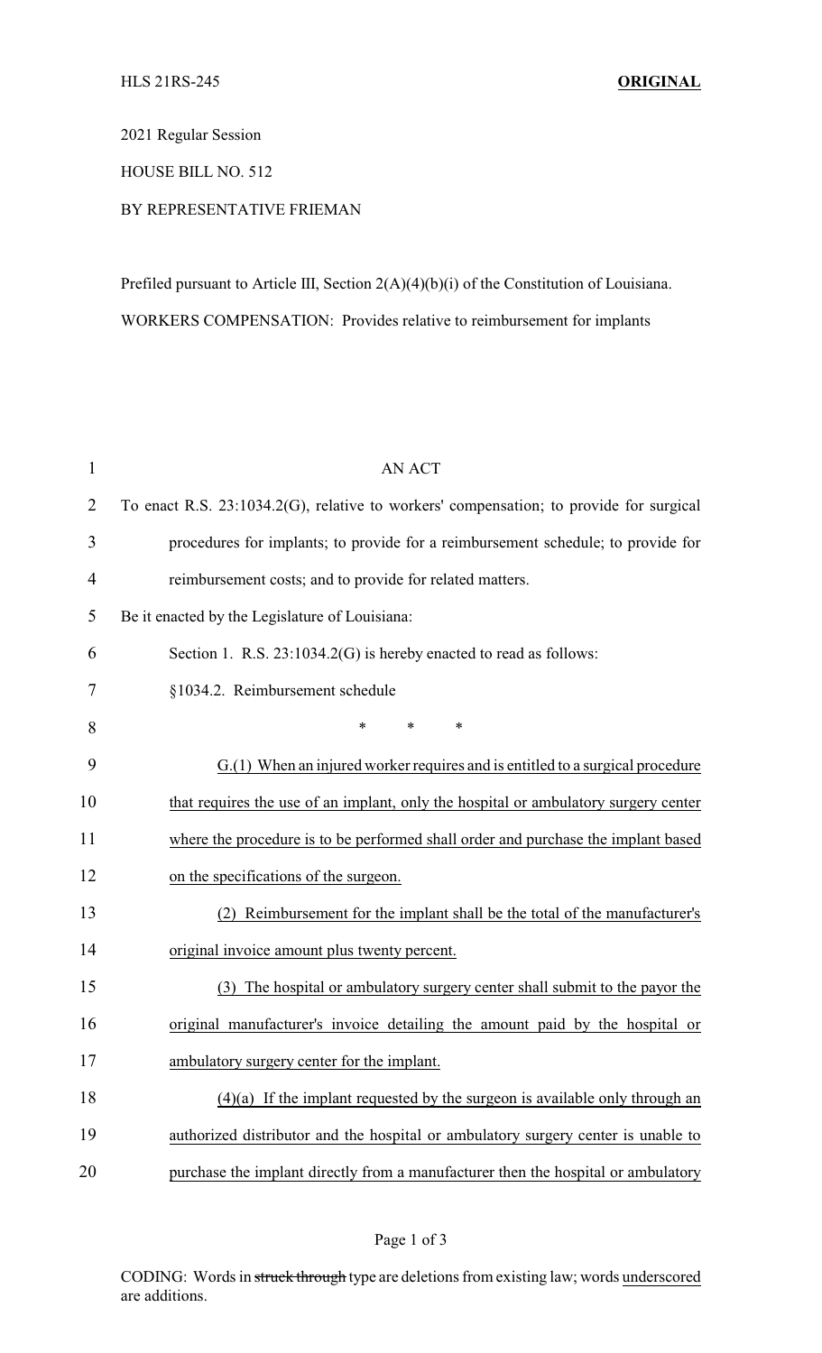HLS 21RS-245 **ORIGINAL**

2021 Regular Session

HOUSE BILL NO. 512

BY REPRESENTATIVE FRIEMAN

Prefiled pursuant to Article III, Section 2(A)(4)(b)(i) of the Constitution of Louisiana.

WORKERS COMPENSATION: Provides relative to reimbursement for implants

AN ACT

To enact R.S. 23:1034.2(G), relative to workers' compensation; to provide for surgical procedures for implants; to provide for a reimbursement schedule; to provide for reimbursement costs; and to provide for related matters.

Be it enacted by the Legislature of Louisiana:

Section 1. R.S. 23:1034.2(G) is hereby enacted to read as follows:

§1034.2. Reimbursement schedule

\* \* \*

G.(1) When an injured worker requires and is entitled to a surgical procedure that requires the use of an implant, only the hospital or ambulatory surgery center where the procedure is to be performed shall order and purchase the implant based on the specifications of the surgeon.

(2) Reimbursement for the implant shall be the total of the manufacturer's original invoice amount plus twenty percent.

(3) The hospital or ambulatory surgery center shall submit to the payor the original manufacturer's invoice detailing the amount paid by the hospital or ambulatory surgery center for the implant.

(4)(a) If the implant requested by the surgeon is available only through an authorized distributor and the hospital or ambulatory surgery center is unable to purchase the implant directly from a manufacturer then the hospital or ambulatory

CODING: Words in ~~struck through~~ type are deletions from existing law; words underscored are additions.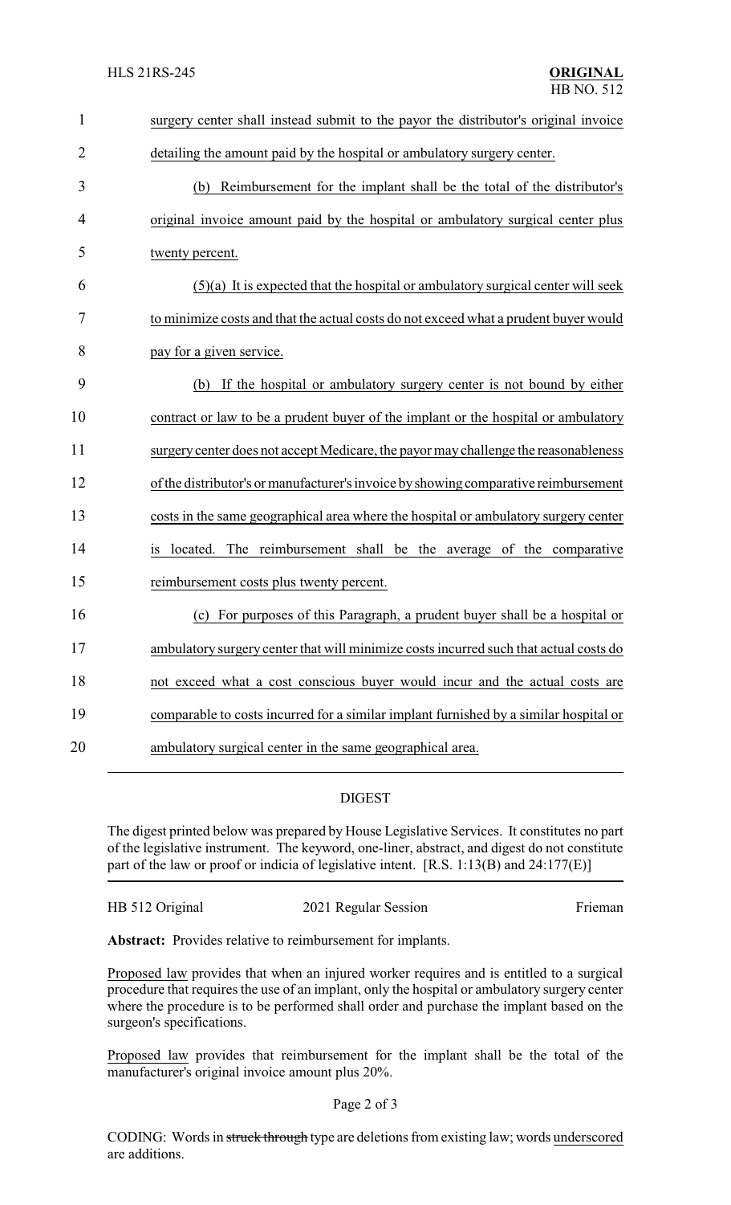surgery center shall instead submit to the payor the distributor's original invoice detailing the amount paid by the hospital or ambulatory surgery center.

(b) Reimbursement for the implant shall be the total of the distributor's original invoice amount paid by the hospital or ambulatory surgical center plus twenty percent.

(5)(a) It is expected that the hospital or ambulatory surgical center will seek to minimize costs and that the actual costs do not exceed what a prudent buyer would pay for a given service.

(b) If the hospital or ambulatory surgery center is not bound by either contract or law to be a prudent buyer of the implant or the hospital or ambulatory surgery center does not accept Medicare, the payor may challenge the reasonableness of the distributor's or manufacturer's invoice by showing comparative reimbursement costs in the same geographical area where the hospital or ambulatory surgery center is located. The reimbursement shall be the average of the comparative reimbursement costs plus twenty percent.

(c) For purposes of this Paragraph, a prudent buyer shall be a hospital or ambulatory surgery center that will minimize costs incurred such that actual costs do not exceed what a cost conscious buyer would incur and the actual costs are comparable to costs incurred for a similar implant furnished by a similar hospital or ambulatory surgical center in the same geographical area.

## DIGEST

The digest printed below was prepared by House Legislative Services. It constitutes no part of the legislative instrument. The keyword, one-liner, abstract, and digest do not constitute part of the law or proof or indicia of legislative intent. [R.S. 1:13(B) and 24:177(E)]

HB 512 Original 2021 Regular Session Frieman

**Abstract:** Provides relative to reimbursement for implants.

Proposed law provides that when an injured worker requires and is entitled to a surgical procedure that requires the use of an implant, only the hospital or ambulatory surgery center where the procedure is to be performed shall order and purchase the implant based on the surgeon's specifications.

Proposed law provides that reimbursement for the implant shall be the total of the manufacturer's original invoice amount plus 20%.

CODING: Words in ~~struck through~~ type are deletions from existing law; words underscored are additions.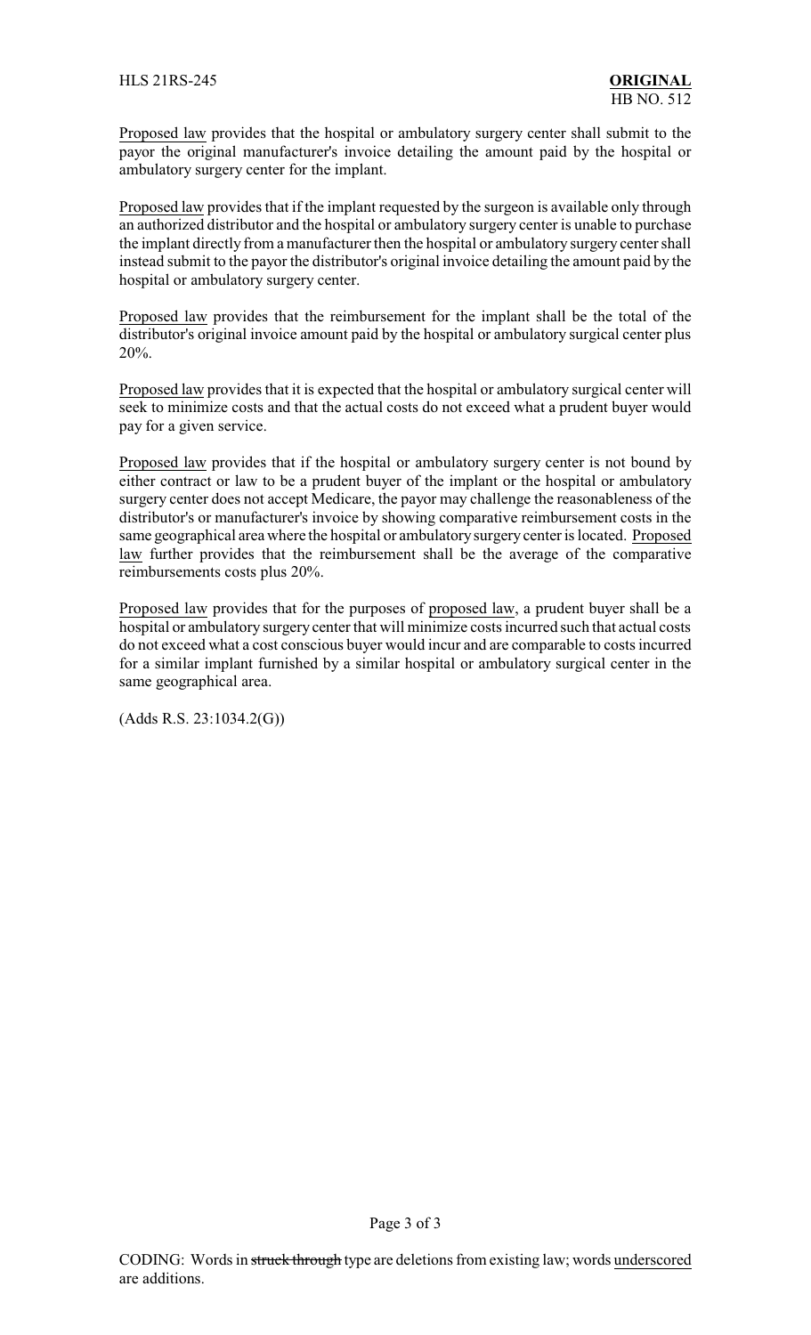Proposed law provides that the hospital or ambulatory surgery center shall submit to the payor the original manufacturer's invoice detailing the amount paid by the hospital or ambulatory surgery center for the implant.

Proposed law provides that if the implant requested by the surgeon is available only through an authorized distributor and the hospital or ambulatory surgery center is unable to purchase the implant directly from a manufacturer then the hospital or ambulatory surgery center shall instead submit to the payor the distributor's original invoice detailing the amount paid by the hospital or ambulatory surgery center.

Proposed law provides that the reimbursement for the implant shall be the total of the distributor's original invoice amount paid by the hospital or ambulatory surgical center plus 20%.

Proposed law provides that it is expected that the hospital or ambulatory surgical center will seek to minimize costs and that the actual costs do not exceed what a prudent buyer would pay for a given service.

Proposed law provides that if the hospital or ambulatory surgery center is not bound by either contract or law to be a prudent buyer of the implant or the hospital or ambulatory surgery center does not accept Medicare, the payor may challenge the reasonableness of the distributor's or manufacturer's invoice by showing comparative reimbursement costs in the same geographical area where the hospital or ambulatory surgery center is located. Proposed law further provides that the reimbursement shall be the average of the comparative reimbursements costs plus 20%.

Proposed law provides that for the purposes of proposed law, a prudent buyer shall be a hospital or ambulatory surgery center that will minimize costs incurred such that actual costs do not exceed what a cost conscious buyer would incur and are comparable to costs incurred for a similar implant furnished by a similar hospital or ambulatory surgical center in the same geographical area.

(Adds R.S. 23:1034.2(G))